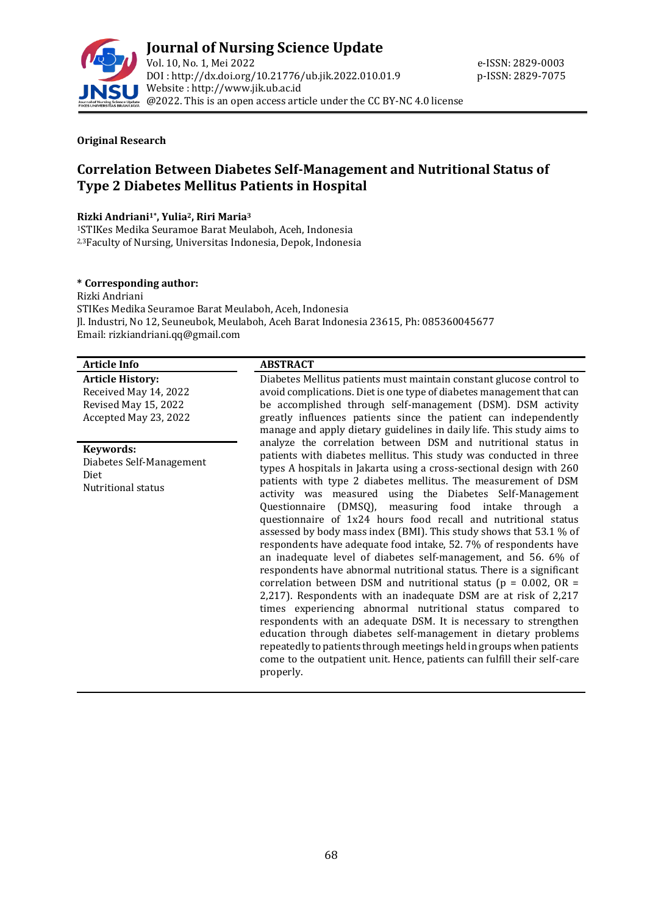**Original Research**

# Correlation Between Diabetes Self-Management and Nutritional Status of Type 2 Diabetes Mellitus Patients in Hospital

**Rizki Andriani[1]*, Yulia[2], Riri Maria[3]**

[1]STIKes Medika Seuramoe Barat Meulaboh, Aceh, Indonesia
[2,3]Faculty of Nursing, Universitas Indonesia, Depok, Indonesia

**\* Corresponding author:**
Rizki Andriani
STIKes Medika Seuramoe Barat Meulaboh, Aceh, Indonesia
Jl. Industri, No 12, Seuneubok, Meulaboh, Aceh Barat Indonesia 23615, Ph: 085360045677
Email: rizkiandriani.qq@gmail.com

**Article Info**

**Article History:**
Received May 14, 2022
Revised May 15, 2022
Accepted May 23, 2022

**Keywords:**
Diabetes Self-Management
Diet
Nutritional status

**ABSTRACT**

Diabetes Mellitus patients must maintain constant glucose control to avoid complications. Diet is one type of diabetes management that can be accomplished through self-management (DSM). DSM activity greatly influences patients since the patient can independently manage and apply dietary guidelines in daily life. This study aims to analyze the correlation between DSM and nutritional status in patients with diabetes mellitus. This study was conducted in three types A hospitals in Jakarta using a cross-sectional design with 260 patients with type 2 diabetes mellitus. The measurement of DSM activity was measured using the Diabetes Self-Management Questionnaire (DMSQ), measuring food intake through a questionnaire of 1x24 hours food recall and nutritional status assessed by body mass index (BMI). This study shows that 53.1 % of respondents have adequate food intake, 52. 7% of respondents have an inadequate level of diabetes self-management, and 56. 6% of respondents have abnormal nutritional status. There is a significant correlation between DSM and nutritional status ($p = 0.002$, OR = 2,217). Respondents with an inadequate DSM are at risk of 2,217 times experiencing abnormal nutritional status compared to respondents with an adequate DSM. It is necessary to strengthen education through diabetes self-management in dietary problems repeatedly to patients through meetings held in groups when patients come to the outpatient unit. Hence, patients can fulfill their self-care properly.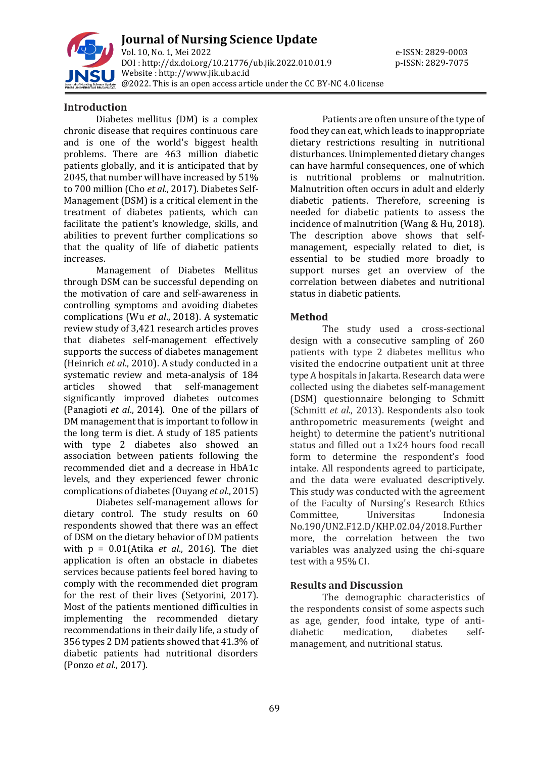## Introduction

Diabetes mellitus (DM) is a complex chronic disease that requires continuous care and is one of the world's biggest health problems. There are 463 million diabetic patients globally, and it is anticipated that by 2045, that number will have increased by 51% to 700 million (Cho *et al*., 2017). Diabetes Self-Management (DSM) is a critical element in the treatment of diabetes patients, which can facilitate the patient's knowledge, skills, and abilities to prevent further complications so that the quality of life of diabetic patients increases.

Management of Diabetes Mellitus through DSM can be successful depending on the motivation of care and self-awareness in controlling symptoms and avoiding diabetes complications (Wu *et al*., 2018). A systematic review study of 3,421 research articles proves that diabetes self-management effectively supports the success of diabetes management (Heinrich *et al*., 2010). A study conducted in a systematic review and meta-analysis of 184 articles showed that self-management significantly improved diabetes outcomes (Panagioti *et al*., 2014). One of the pillars of DM management that is important to follow in the long term is diet. A study of 185 patients with type 2 diabetes also showed an association between patients following the recommended diet and a decrease in HbA1c levels, and they experienced fewer chronic complications of diabetes (Ouyang *et al*., 2015)

Diabetes self-management allows for dietary control. The study results on 60 respondents showed that there was an effect of DSM on the dietary behavior of DM patients with p = 0.01(Atika *et al*., 2016). The diet application is often an obstacle in diabetes services because patients feel bored having to comply with the recommended diet program for the rest of their lives (Setyorini, 2017). Most of the patients mentioned difficulties in implementing the recommended dietary recommendations in their daily life, a study of 356 types 2 DM patients showed that 41.3% of diabetic patients had nutritional disorders (Ponzo *et al*., 2017).

Patients are often unsure of the type of food they can eat, which leads to inappropriate dietary restrictions resulting in nutritional disturbances. Unimplemented dietary changes can have harmful consequences, one of which is nutritional problems or malnutrition. Malnutrition often occurs in adult and elderly diabetic patients. Therefore, screening is needed for diabetic patients to assess the incidence of malnutrition (Wang & Hu, 2018). The description above shows that self-management, especially related to diet, is essential to be studied more broadly to support nurses get an overview of the correlation between diabetes and nutritional status in diabetic patients.

## Method

The study used a cross-sectional design with a consecutive sampling of 260 patients with type 2 diabetes mellitus who visited the endocrine outpatient unit at three type A hospitals in Jakarta. Research data were collected using the diabetes self-management (DSM) questionnaire belonging to Schmitt (Schmitt *et al*., 2013). Respondents also took anthropometric measurements (weight and height) to determine the patient's nutritional status and filled out a 1x24 hours food recall form to determine the respondent's food intake. All respondents agreed to participate, and the data were evaluated descriptively. This study was conducted with the agreement of the Faculty of Nursing's Research Ethics Committee, Universitas Indonesia No.190/UN2.F12.D/KHP.02.04/2018.Further more, the correlation between the two variables was analyzed using the chi-square test with a 95% CI.

## Results and Discussion

The demographic characteristics of the respondents consist of some aspects such as age, gender, food intake, type of anti-diabetic medication, diabetes self-management, and nutritional status.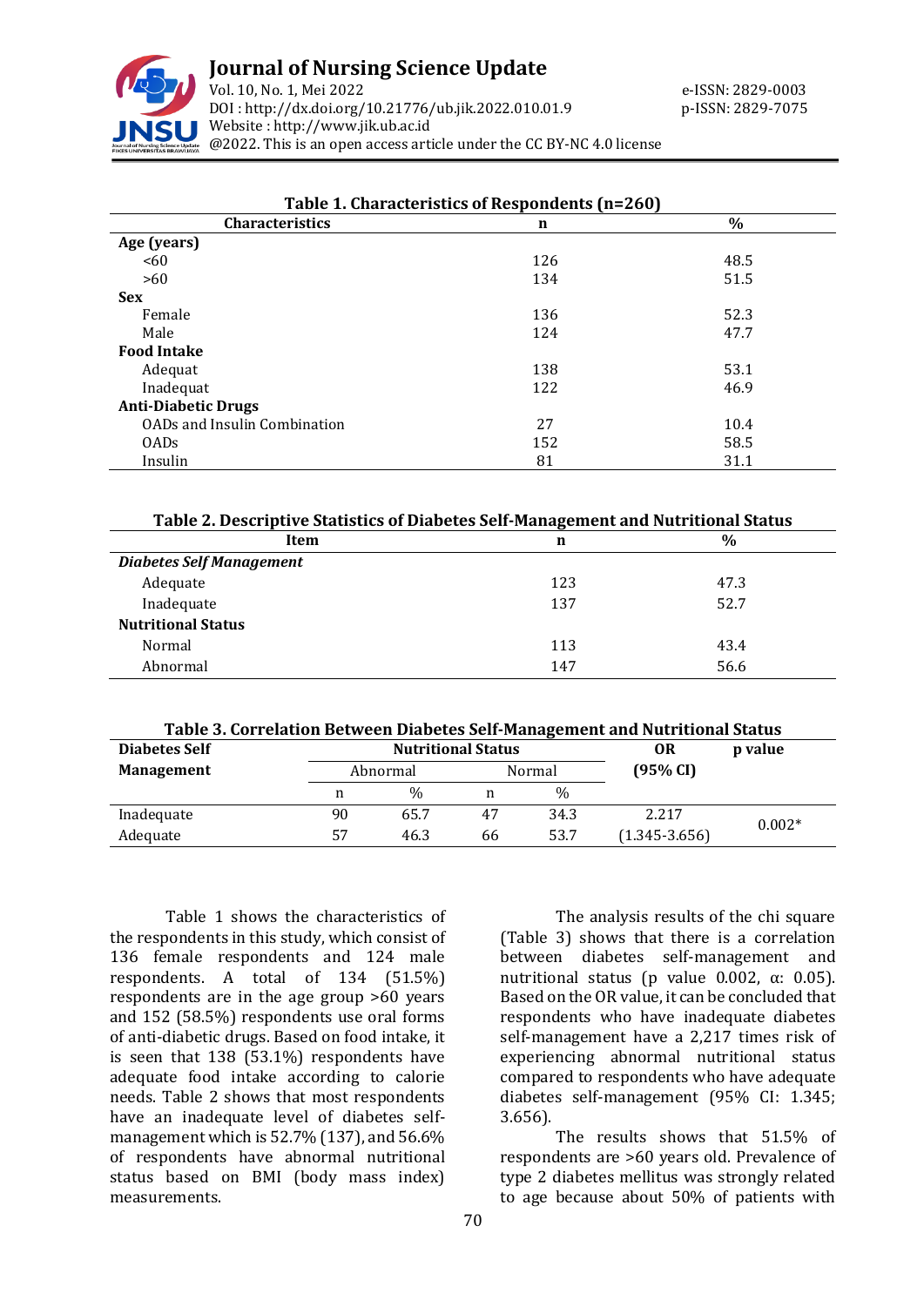**Table 1. Characteristics of Respondents (n=260)**

| Characteristics | n | % |
|---|---|---|
| **Age (years)** | | |
| <60 | 126 | 48.5 |
| >60 | 134 | 51.5 |
| **Sex** | | |
| Female | 136 | 52.3 |
| Male | 124 | 47.7 |
| **Food Intake** | | |
| Adequat | 138 | 53.1 |
| Inadequat | 122 | 46.9 |
| **Anti-Diabetic Drugs** | | |
| OADs and Insulin Combination | 27 | 10.4 |
| OADs | 152 | 58.5 |
| Insulin | 81 | 31.1 |

**Table 2. Descriptive Statistics of Diabetes Self-Management and Nutritional Status**

| Item | n | % |
|---|---|---|
| ***Diabetes Self Management*** | | |
| Adequate | 123 | 47.3 |
| Inadequate | 137 | 52.7 |
| **Nutritional Status** | | |
| Normal | 113 | 43.4 |
| Abnormal | 147 | 56.6 |

**Table 3. Correlation Between Diabetes Self-Management and Nutritional Status**

| Diabetes Self Management | Nutritional Status | | | | OR (95% CI) | p value |
|---|---|---|---|---|---|---|
| | Abnormal | | Normal | | | |
| | n | % | n | % | | |
| Inadequate | 90 | 65.7 | 47 | 34.3 | 2.217 | 0.002* |
| Adequate | 57 | 46.3 | 66 | 53.7 | (1.345-3.656) | |

Table 1 shows the characteristics of the respondents in this study, which consist of 136 female respondents and 124 male respondents. A total of 134 (51.5%) respondents are in the age group >60 years and 152 (58.5%) respondents use oral forms of anti-diabetic drugs. Based on food intake, it is seen that 138 (53.1%) respondents have adequate food intake according to calorie needs. Table 2 shows that most respondents have an inadequate level of diabetes self-management which is 52.7% (137), and 56.6% of respondents have abnormal nutritional status based on BMI (body mass index) measurements.

The analysis results of the chi square (Table 3) shows that there is a correlation between diabetes self-management and nutritional status (p value 0.002, α: 0.05). Based on the OR value, it can be concluded that respondents who have inadequate diabetes self-management have a 2,217 times risk of experiencing abnormal nutritional status compared to respondents who have adequate diabetes self-management (95% CI: 1.345; 3.656).

The results shows that 51.5% of respondents are >60 years old. Prevalence of type 2 diabetes mellitus was strongly related to age because about 50% of patients with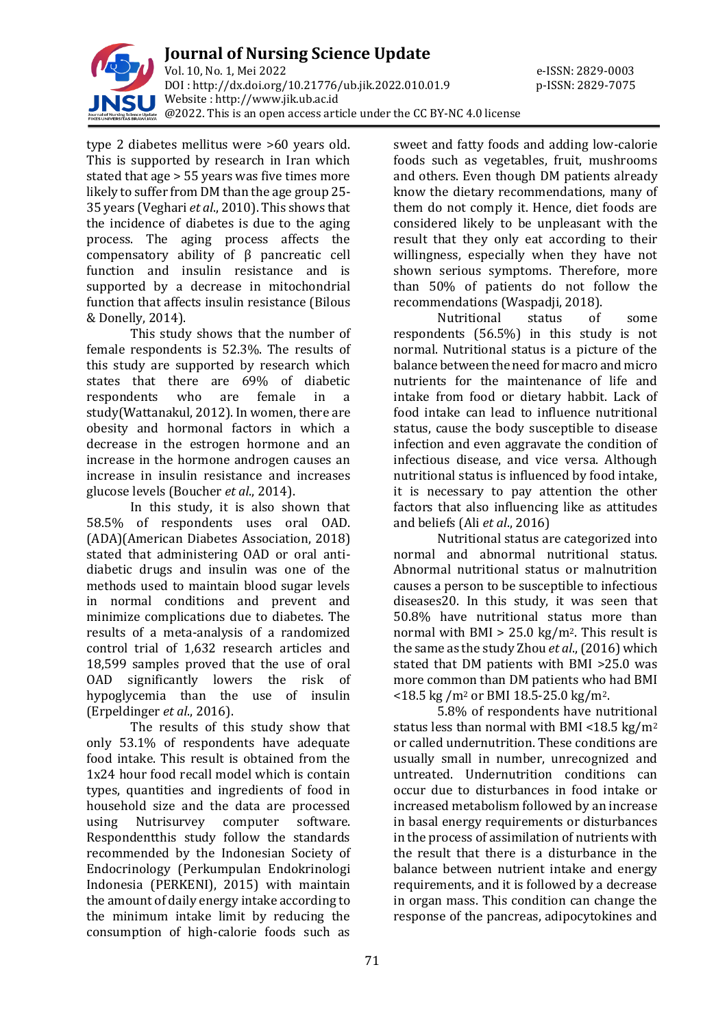type 2 diabetes mellitus were >60 years old. This is supported by research in Iran which stated that age > 55 years was five times more likely to suffer from DM than the age group 25-35 years (Veghari *et al*., 2010). This shows that the incidence of diabetes is due to the aging process. The aging process affects the compensatory ability of β pancreatic cell function and insulin resistance and is supported by a decrease in mitochondrial function that affects insulin resistance (Bilous & Donelly, 2014).

This study shows that the number of female respondents is 52.3%. The results of this study are supported by research which states that there are 69% of diabetic respondents who are female in a study(Wattanakul, 2012). In women, there are obesity and hormonal factors in which a decrease in the estrogen hormone and an increase in the hormone androgen causes an increase in insulin resistance and increases glucose levels (Boucher *et al*., 2014).

In this study, it is also shown that 58.5% of respondents uses oral OAD. (ADA)(American Diabetes Association, 2018) stated that administering OAD or oral anti-diabetic drugs and insulin was one of the methods used to maintain blood sugar levels in normal conditions and prevent and minimize complications due to diabetes. The results of a meta-analysis of a randomized control trial of 1,632 research articles and 18,599 samples proved that the use of oral OAD significantly lowers the risk of hypoglycemia than the use of insulin (Erpeldinger *et al*., 2016).

The results of this study show that only 53.1% of respondents have adequate food intake. This result is obtained from the 1x24 hour food recall model which is contain types, quantities and ingredients of food in household size and the data are processed using Nutrisurvey computer software. Respondentthis study follow the standards recommended by the Indonesian Society of Endocrinology (Perkumpulan Endokrinologi Indonesia (PERKENI), 2015) with maintain the amount of daily energy intake according to the minimum intake limit by reducing the consumption of high-calorie foods such as sweet and fatty foods and adding low-calorie foods such as vegetables, fruit, mushrooms and others. Even though DM patients already know the dietary recommendations, many of them do not comply it. Hence, diet foods are considered likely to be unpleasant with the result that they only eat according to their willingness, especially when they have not shown serious symptoms. Therefore, more than 50% of patients do not follow the recommendations (Waspadji, 2018).

Nutritional status of some respondents (56.5%) in this study is not normal. Nutritional status is a picture of the balance between the need for macro and micro nutrients for the maintenance of life and intake from food or dietary habbit. Lack of food intake can lead to influence nutritional status, cause the body susceptible to disease infection and even aggravate the condition of infectious disease, and vice versa. Although nutritional status is influenced by food intake, it is necessary to pay attention the other factors that also influencing like as attitudes and beliefs (Ali *et al*., 2016)

Nutritional status are categorized into normal and abnormal nutritional status. Abnormal nutritional status or malnutrition causes a person to be susceptible to infectious diseases20. In this study, it was seen that 50.8% have nutritional status more than normal with BMI > 25.0 kg/m$^2$. This result is the same as the study Zhou *et al*., (2016) which stated that DM patients with BMI >25.0 was more common than DM patients who had BMI <18.5 kg /m$^2$ or BMI 18.5-25.0 kg/m$^2$.

5.8% of respondents have nutritional status less than normal with BMI <18.5 kg/m$^2$ or called undernutrition. These conditions are usually small in number, unrecognized and untreated. Undernutrition conditions can occur due to disturbances in food intake or increased metabolism followed by an increase in basal energy requirements or disturbances in the process of assimilation of nutrients with the result that there is a disturbance in the balance between nutrient intake and energy requirements, and it is followed by a decrease in organ mass. This condition can change the response of the pancreas, adipocytokines and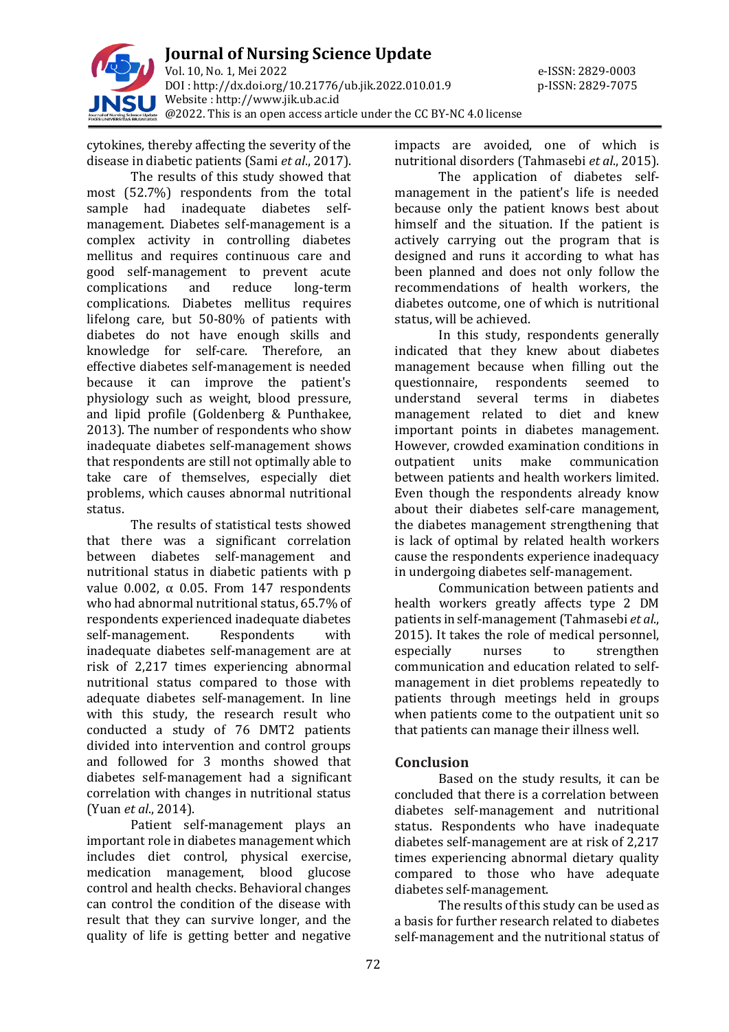cytokines, thereby affecting the severity of the disease in diabetic patients (Sami *et al*., 2017).

The results of this study showed that most (52.7%) respondents from the total sample had inadequate diabetes self-management. Diabetes self-management is a complex activity in controlling diabetes mellitus and requires continuous care and good self-management to prevent acute complications and reduce long-term complications. Diabetes mellitus requires lifelong care, but 50-80% of patients with diabetes do not have enough skills and knowledge for self-care. Therefore, an effective diabetes self-management is needed because it can improve the patient's physiology such as weight, blood pressure, and lipid profile (Goldenberg & Punthakee, 2013). The number of respondents who show inadequate diabetes self-management shows that respondents are still not optimally able to take care of themselves, especially diet problems, which causes abnormal nutritional status.

The results of statistical tests showed that there was a significant correlation between diabetes self-management and nutritional status in diabetic patients with p value 0.002, α 0.05. From 147 respondents who had abnormal nutritional status, 65.7% of respondents experienced inadequate diabetes self-management. Respondents with inadequate diabetes self-management are at risk of 2,217 times experiencing abnormal nutritional status compared to those with adequate diabetes self-management. In line with this study, the research result who conducted a study of 76 DMT2 patients divided into intervention and control groups and followed for 3 months showed that diabetes self-management had a significant correlation with changes in nutritional status (Yuan *et al*., 2014).

Patient self-management plays an important role in diabetes management which includes diet control, physical exercise, medication management, blood glucose control and health checks. Behavioral changes can control the condition of the disease with result that they can survive longer, and the quality of life is getting better and negative impacts are avoided, one of which is nutritional disorders (Tahmasebi *et al*., 2015).

The application of diabetes self-management in the patient's life is needed because only the patient knows best about himself and the situation. If the patient is actively carrying out the program that is designed and runs it according to what has been planned and does not only follow the recommendations of health workers, the diabetes outcome, one of which is nutritional status, will be achieved.

In this study, respondents generally indicated that they knew about diabetes management because when filling out the questionnaire, respondents seemed to understand several terms in diabetes management related to diet and knew important points in diabetes management. However, crowded examination conditions in outpatient units make communication between patients and health workers limited. Even though the respondents already know about their diabetes self-care management, the diabetes management strengthening that is lack of optimal by related health workers cause the respondents experience inadequacy in undergoing diabetes self-management.

Communication between patients and health workers greatly affects type 2 DM patients in self-management (Tahmasebi *et al*., 2015). It takes the role of medical personnel, especially nurses to strengthen communication and education related to self-management in diet problems repeatedly to patients through meetings held in groups when patients come to the outpatient unit so that patients can manage their illness well.

## Conclusion

Based on the study results, it can be concluded that there is a correlation between diabetes self-management and nutritional status. Respondents who have inadequate diabetes self-management are at risk of 2,217 times experiencing abnormal dietary quality compared to those who have adequate diabetes self-management.

The results of this study can be used as a basis for further research related to diabetes self-management and the nutritional status of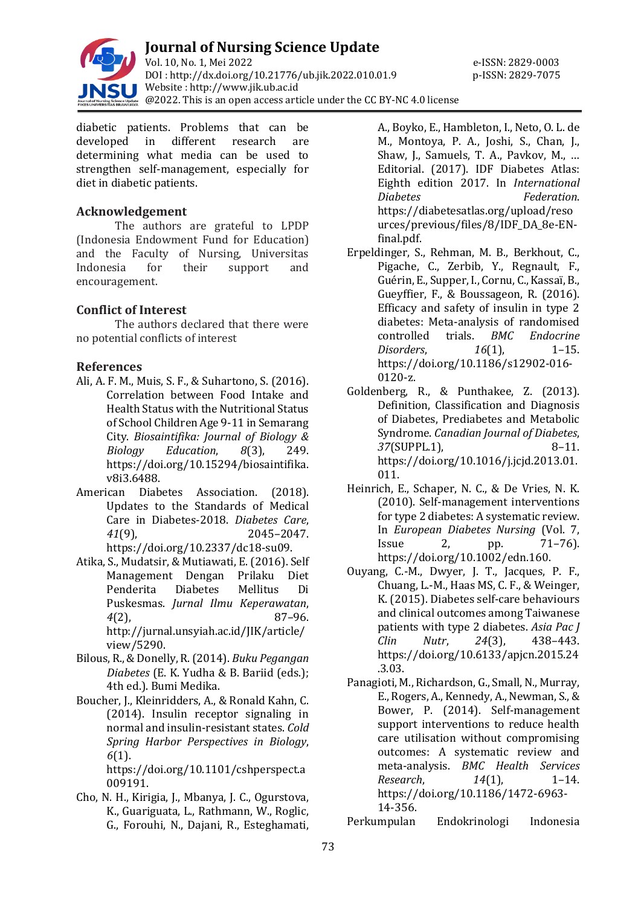diabetic patients. Problems that can be developed in different research are determining what media can be used to strengthen self-management, especially for diet in diabetic patients.

## Acknowledgement

The authors are grateful to LPDP (Indonesia Endowment Fund for Education) and the Faculty of Nursing, Universitas Indonesia for their support and encouragement.

## Conflict of Interest

The authors declared that there were no potential conflicts of interest

## References

Ali, A. F. M., Muis, S. F., & Suhartono, S. (2016). Correlation between Food Intake and Health Status with the Nutritional Status of School Children Age 9-11 in Semarang City. *Biosaintifika: Journal of Biology & Biology Education*, *8*(3), 249. https://doi.org/10.15294/biosaintifika.v8i3.6488.

American Diabetes Association. (2018). Updates to the Standards of Medical Care in Diabetes-2018. *Diabetes Care*, *41*(9), 2045–2047. https://doi.org/10.2337/dc18-su09.

Atika, S., Mudatsir, & Mutiawati, E. (2016). Self Management Dengan Prilaku Diet Penderita Diabetes Mellitus Di Puskesmas. *Jurnal Ilmu Keperawatan*, *4*(2), 87–96. http://jurnal.unsyiah.ac.id/JIK/article/view/5290.

Bilous, R., & Donelly, R. (2014). *Buku Pegangan Diabetes* (E. K. Yudha & B. Bariid (eds.); 4th ed.). Bumi Medika.

Boucher, J., Kleinridders, A., & Ronald Kahn, C. (2014). Insulin receptor signaling in normal and insulin-resistant states. *Cold Spring Harbor Perspectives in Biology*, *6*(1). https://doi.org/10.1101/cshperspect.a009191.

Cho, N. H., Kirigia, J., Mbanya, J. C., Ogurstova, K., Guariguata, L., Rathmann, W., Roglic, G., Forouhi, N., Dajani, R., Esteghamati, A., Boyko, E., Hambleton, I., Neto, O. L. de M., Montoya, P. A., Joshi, S., Chan, J., Shaw, J., Samuels, T. A., Pavkov, M., … Editorial. (2017). IDF Diabetes Atlas: Eighth edition 2017. In *International Diabetes Federation*. https://diabetesatlas.org/upload/resources/previous/files/8/IDF_DA_8e-EN-final.pdf.

Erpeldinger, S., Rehman, M. B., Berkhout, C., Pigache, C., Zerbib, Y., Regnault, F., Guérin, E., Supper, I., Cornu, C., Kassaï, B., Gueyffier, F., & Boussageon, R. (2016). Efficacy and safety of insulin in type 2 diabetes: Meta-analysis of randomised controlled trials. *BMC Endocrine Disorders*, *16*(1), 1–15. https://doi.org/10.1186/s12902-016-0120-z.

Goldenberg, R., & Punthakee, Z. (2013). Definition, Classification and Diagnosis of Diabetes, Prediabetes and Metabolic Syndrome. *Canadian Journal of Diabetes*, *37*(SUPPL.1), 8–11. https://doi.org/10.1016/j.jcjd.2013.01.011.

Heinrich, E., Schaper, N. C., & De Vries, N. K. (2010). Self-management interventions for type 2 diabetes: A systematic review. In *European Diabetes Nursing* (Vol. 7, Issue 2, pp. 71–76). https://doi.org/10.1002/edn.160.

Ouyang, C.-M., Dwyer, J. T., Jacques, P. F., Chuang, L.-M., Haas MS, C. F., & Weinger, K. (2015). Diabetes self-care behaviours and clinical outcomes among Taiwanese patients with type 2 diabetes. *Asia Pac J Clin Nutr*, *24*(3), 438–443. https://doi.org/10.6133/apjcn.2015.24.3.03.

Panagioti, M., Richardson, G., Small, N., Murray, E., Rogers, A., Kennedy, A., Newman, S., & Bower, P. (2014). Self-management support interventions to reduce health care utilisation without compromising outcomes: A systematic review and meta-analysis. *BMC Health Services Research*, *14*(1), 1–14. https://doi.org/10.1186/1472-6963-14-356.

Perkumpulan Endokrinologi Indonesia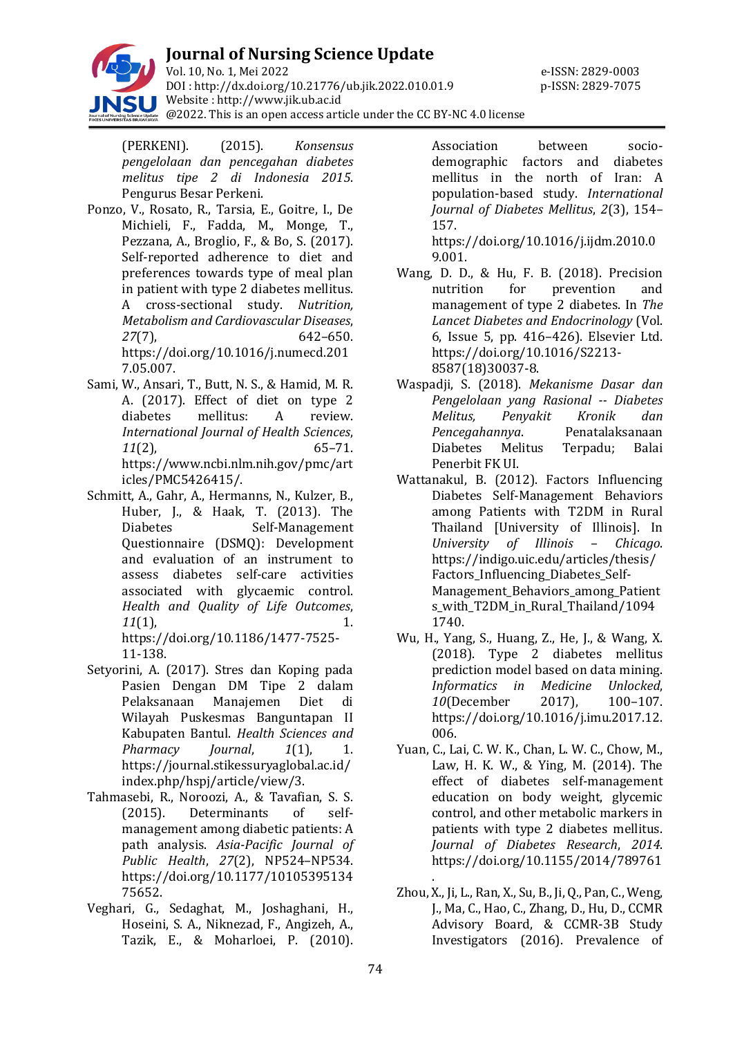(PERKENI). (2015). *Konsensus pengelolaan dan pencegahan diabetes melitus tipe 2 di Indonesia 2015*. Pengurus Besar Perkeni.

Ponzo, V., Rosato, R., Tarsia, E., Goitre, I., De Michieli, F., Fadda, M., Monge, T., Pezzana, A., Broglio, F., & Bo, S. (2017). Self-reported adherence to diet and preferences towards type of meal plan in patient with type 2 diabetes mellitus. A cross-sectional study. *Nutrition, Metabolism and Cardiovascular Diseases*, *27*(7), 642–650. https://doi.org/10.1016/j.numecd.2017.05.007.

Sami, W., Ansari, T., Butt, N. S., & Hamid, M. R. A. (2017). Effect of diet on type 2 diabetes mellitus: A review. *International Journal of Health Sciences*, *11*(2), 65–71. https://www.ncbi.nlm.nih.gov/pmc/articles/PMC5426415/.

Schmitt, A., Gahr, A., Hermanns, N., Kulzer, B., Huber, J., & Haak, T. (2013). The Diabetes Self-Management Questionnaire (DSMQ): Development and evaluation of an instrument to assess diabetes self-care activities associated with glycaemic control. *Health and Quality of Life Outcomes*, *11*(1), 1. https://doi.org/10.1186/1477-7525-11-138.

Setyorini, A. (2017). Stres dan Koping pada Pasien Dengan DM Tipe 2 dalam Pelaksanaan Manajemen Diet di Wilayah Puskesmas Banguntapan II Kabupaten Bantul. *Health Sciences and Pharmacy Journal*, *1*(1), 1. https://journal.stikessuryaglobal.ac.id/index.php/hspj/article/view/3.

Tahmasebi, R., Noroozi, A., & Tavafian, S. S. (2015). Determinants of self-management among diabetic patients: A path analysis. *Asia-Pacific Journal of Public Health*, *27*(2), NP524–NP534. https://doi.org/10.1177/1010539513475652.

Veghari, G., Sedaghat, M., Joshaghani, H., Hoseini, S. A., Niknezad, F., Angizeh, A., Tazik, E., & Moharloei, P. (2010). Association between socio-demographic factors and diabetes mellitus in the north of Iran: A population-based study. *International Journal of Diabetes Mellitus*, *2*(3), 154–157. https://doi.org/10.1016/j.ijdm.2010.09.001.

Wang, D. D., & Hu, F. B. (2018). Precision nutrition for prevention and management of type 2 diabetes. In *The Lancet Diabetes and Endocrinology* (Vol. 6, Issue 5, pp. 416–426). Elsevier Ltd. https://doi.org/10.1016/S2213-8587(18)30037-8.

Waspadji, S. (2018). *Mekanisme Dasar dan Pengelolaan yang Rasional -- Diabetes Melitus, Penyakit Kronik dan Pencegahannya*. Penatalaksanaan Diabetes Melitus Terpadu; Balai Penerbit FK UI.

Wattanakul, B. (2012). Factors Influencing Diabetes Self-Management Behaviors among Patients with T2DM in Rural Thailand [University of Illinois]. In *University of Illinois – Chicago*. https://indigo.uic.edu/articles/thesis/Factors_Influencing_Diabetes_Self-Management_Behaviors_among_Patients_with_T2DM_in_Rural_Thailand/10941740.

Wu, H., Yang, S., Huang, Z., He, J., & Wang, X. (2018). Type 2 diabetes mellitus prediction model based on data mining. *Informatics in Medicine Unlocked*, *10*(December 2017), 100–107. https://doi.org/10.1016/j.imu.2017.12.006.

Yuan, C., Lai, C. W. K., Chan, L. W. C., Chow, M., Law, H. K. W., & Ying, M. (2014). The effect of diabetes self-management education on body weight, glycemic control, and other metabolic markers in patients with type 2 diabetes mellitus. *Journal of Diabetes Research*, *2014*. https://doi.org/10.1155/2014/789761
.

Zhou, X., Ji, L., Ran, X., Su, B., Ji, Q., Pan, C., Weng, J., Ma, C., Hao, C., Zhang, D., Hu, D., CCMR Advisory Board, & CCMR-3B Study Investigators (2016). Prevalence of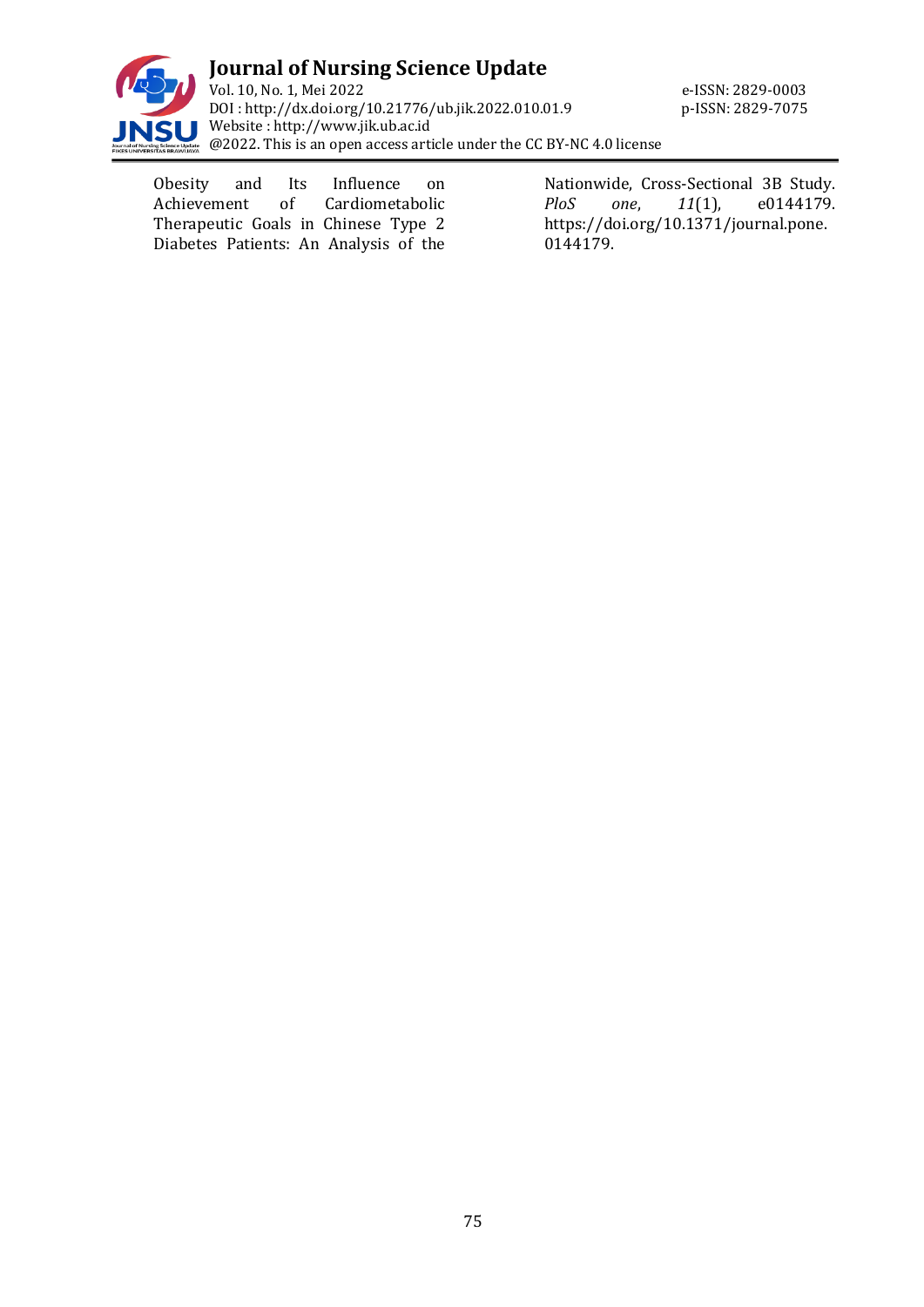Obesity and Its Influence on Achievement of Cardiometabolic Therapeutic Goals in Chinese Type 2 Diabetes Patients: An Analysis of the Nationwide, Cross-Sectional 3B Study. *PloS one*, *11*(1), e0144179. https://doi.org/10.1371/journal.pone.0144179.